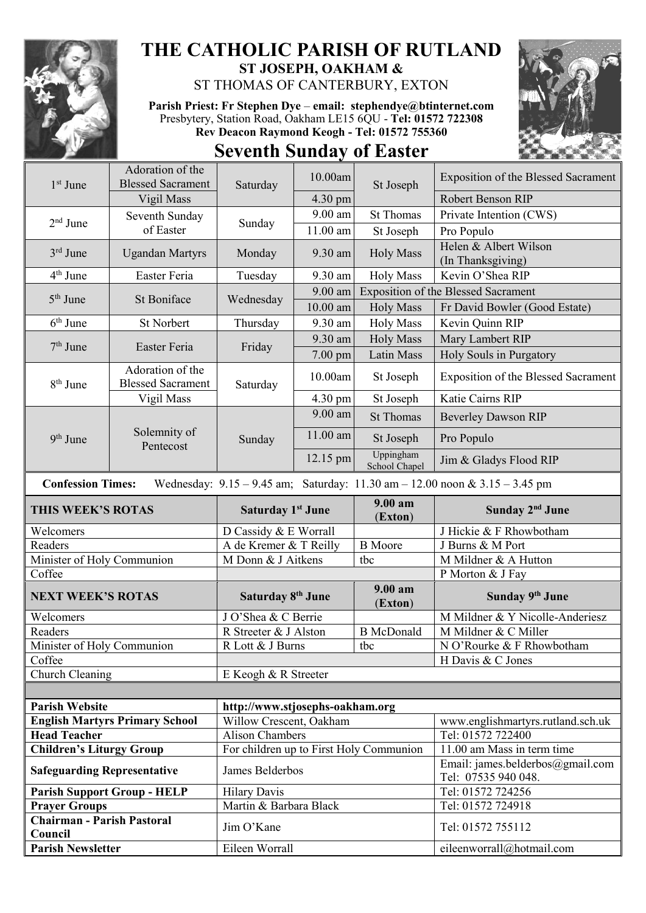# THE CATHOLIC PARISH OF RUTLAND

**ST JOSEPH, OAKHAM &**

ST THOMAS OF CANTERBURY, EXTON

**Parish Priest: Fr Stephen Dye** – **email: stephendye@btinternet.com**
Presbytery, Station Road, Oakham LE15 6QU - **Tel: 01572 722308**
**Rev Deacon Raymond Keogh - Tel: 01572 755360**

## Seventh Sunday of Easter

| | | | | | |
|---|---|---|---|---|---|
| 1st June | Adoration of the Blessed Sacrament | Saturday | 10.00am | St Joseph | Exposition of the Blessed Sacrament |
| | Vigil Mass | | 4.30 pm | | Robert Benson RIP |
| 2nd June | Seventh Sunday of Easter | Sunday | 9.00 am | St Thomas | Private Intention (CWS) |
| | | | 11.00 am | St Joseph | Pro Populo |
| 3rd June | Ugandan Martyrs | Monday | 9.30 am | Holy Mass | Helen & Albert Wilson (In Thanksgiving) |
| 4th June | Easter Feria | Tuesday | 9.30 am | Holy Mass | Kevin O'Shea RIP |
| 5th June | St Boniface | Wednesday | 9.00 am | Exposition of the Blessed Sacrament | |
| | | | 10.00 am | Holy Mass | Fr David Bowler (Good Estate) |
| 6th June | St Norbert | Thursday | 9.30 am | Holy Mass | Kevin Quinn RIP |
| 7th June | Easter Feria | Friday | 9.30 am | Holy Mass | Mary Lambert RIP |
| | | | 7.00 pm | Latin Mass | Holy Souls in Purgatory |
| 8th June | Adoration of the Blessed Sacrament | Saturday | 10.00am | St Joseph | Exposition of the Blessed Sacrament |
| | Vigil Mass | | 4.30 pm | St Joseph | Katie Cairns RIP |
| 9th June | Solemnity of Pentecost | Sunday | 9.00 am | St Thomas | Beverley Dawson RIP |
| | | | 11.00 am | St Joseph | Pro Populo |
| | | | 12.15 pm | Uppingham School Chapel | Jim & Gladys Flood RIP |

**Confession Times:** Wednesday: 9.15 – 9.45 am; Saturday: 11.30 am – 12.00 noon & 3.15 – 3.45 pm

| THIS WEEK'S ROTAS | Saturday 1st June | 9.00 am (Exton) | Sunday 2nd June |
|---|---|---|---|
| Welcomers | D Cassidy & E Worrall | | J Hickie & F Rhowbotham |
| Readers | A de Kremer & T Reilly | B Moore | J Burns & M Port |
| Minister of Holy Communion | M Donn & J Aitkens | tbc | M Mildner & A Hutton |
| Coffee | | | P Morton & J Fay |
| **NEXT WEEK'S ROTAS** | **Saturday 8th June** | **9.00 am (Exton)** | **Sunday 9th June** |
| Welcomers | J O'Shea & C Berrie | | M Mildner & Y Nicolle-Anderiesz |
| Readers | R Streeter & J Alston | B McDonald | M Mildner & C Miller |
| Minister of Holy Communion | R Lott & J Burns | tbc | N O'Rourke & F Rhowbotham |
| Coffee | | | H Davis & C Jones |
| Church Cleaning | E Keogh & R Streeter | | |

| | | |
|---|---|---|
| **Parish Website** | **http://www.stjosephs-oakham.org** | |
| **English Martyrs Primary School** | Willow Crescent, Oakham | www.englishmartyrs.rutland.sch.uk |
| **Head Teacher** | Alison Chambers | Tel: 01572 722400 |
| **Children's Liturgy Group** | For children up to First Holy Communion | 11.00 am Mass in term time |
| **Safeguarding Representative** | James Belderbos | Email: james.belderbos@gmail.com Tel: 07535 940 048. |
| **Parish Support Group - HELP** | Hilary Davis | Tel: 01572 724256 |
| **Prayer Groups** | Martin & Barbara Black | Tel: 01572 724918 |
| **Chairman - Parish Pastoral Council** | Jim O'Kane | Tel: 01572 755112 |
| **Parish Newsletter** | Eileen Worrall | eileenworrall@hotmail.com |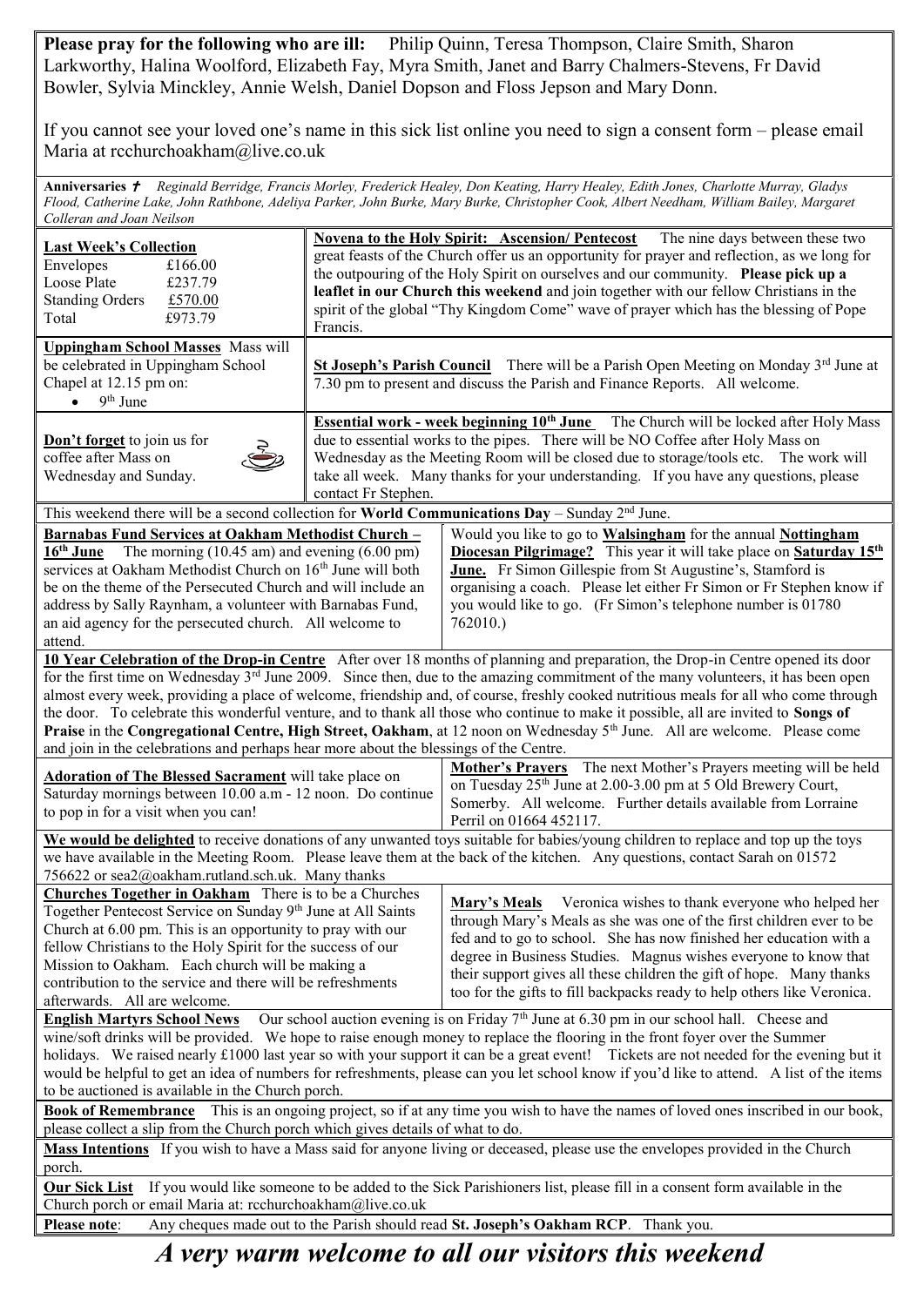**Please pray for the following who are ill:** Philip Quinn, Teresa Thompson, Claire Smith, Sharon Larkworthy, Halina Woolford, Elizabeth Fay, Myra Smith, Janet and Barry Chalmers-Stevens, Fr David Bowler, Sylvia Minckley, Annie Welsh, Daniel Dopson and Floss Jepson and Mary Donn.

If you cannot see your loved one's name in this sick list online you need to sign a consent form – please email Maria at rcchurchoakham@live.co.uk

**Anniversaries** ✝ *Reginald Berridge, Francis Morley, Frederick Healey, Don Keating, Harry Healey, Edith Jones, Charlotte Murray, Gladys Flood, Catherine Lake, John Rathbone, Adeliya Parker, John Burke, Mary Burke, Christopher Cook, Albert Needham, William Bailey, Margaret Colleran and Joan Neilson*

**Last Week's Collection**

| | |
|---|---|
| Envelopes | £166.00 |
| Loose Plate | £237.79 |
| Standing Orders | £570.00 |
| Total | £973.79 |

**Novena to the Holy Spirit: Ascension/ Pentecost** The nine days between these two great feasts of the Church offer us an opportunity for prayer and reflection, as we long for the outpouring of the Holy Spirit on ourselves and our community. **Please pick up a leaflet in our Church this weekend** and join together with our fellow Christians in the spirit of the global "Thy Kingdom Come" wave of prayer which has the blessing of Pope Francis.

**Uppingham School Masses** Mass will be celebrated in Uppingham School Chapel at 12.15 pm on:

- 9th June

**St Joseph's Parish Council** There will be a Parish Open Meeting on Monday 3rd June at 7.30 pm to present and discuss the Parish and Finance Reports. All welcome.

**Don't forget** to join us for coffee after Mass on Wednesday and Sunday.

**Essential work - week beginning 10th June** The Church will be locked after Holy Mass due to essential works to the pipes. There will be NO Coffee after Holy Mass on Wednesday as the Meeting Room will be closed due to storage/tools etc. The work will take all week. Many thanks for your understanding. If you have any questions, please contact Fr Stephen.

This weekend there will be a second collection for **World Communications Day** – Sunday 2nd June.

**Barnabas Fund Services at Oakham Methodist Church – 16th June** The morning (10.45 am) and evening (6.00 pm) services at Oakham Methodist Church on 16th June will both be on the theme of the Persecuted Church and will include an address by Sally Raynham, a volunteer with Barnabas Fund, an aid agency for the persecuted church. All welcome to attend.

Would you like to go to **Walsingham** for the annual **Nottingham Diocesan Pilgrimage?** This year it will take place on **Saturday 15th June.** Fr Simon Gillespie from St Augustine's, Stamford is organising a coach. Please let either Fr Simon or Fr Stephen know if you would like to go. (Fr Simon's telephone number is 01780 762010.)

**10 Year Celebration of the Drop-in Centre** After over 18 months of planning and preparation, the Drop-in Centre opened its door for the first time on Wednesday 3rd June 2009. Since then, due to the amazing commitment of the many volunteers, it has been open almost every week, providing a place of welcome, friendship and, of course, freshly cooked nutritious meals for all who come through the door. To celebrate this wonderful venture, and to thank all those who continue to make it possible, all are invited to **Songs of Praise** in the **Congregational Centre, High Street, Oakham**, at 12 noon on Wednesday 5th June. All are welcome. Please come and join in the celebrations and perhaps hear more about the blessings of the Centre.

**Adoration of The Blessed Sacrament** will take place on Saturday mornings between 10.00 a.m - 12 noon. Do continue to pop in for a visit when you can!

**Mother's Prayers** The next Mother's Prayers meeting will be held on Tuesday 25th June at 2.00-3.00 pm at 5 Old Brewery Court, Somerby. All welcome. Further details available from Lorraine Perril on 01664 452117.

**We would be delighted** to receive donations of any unwanted toys suitable for babies/young children to replace and top up the toys we have available in the Meeting Room. Please leave them at the back of the kitchen. Any questions, contact Sarah on 01572 756622 or sea2@oakham.rutland.sch.uk. Many thanks

**Churches Together in Oakham** There is to be a Churches Together Pentecost Service on Sunday 9th June at All Saints Church at 6.00 pm. This is an opportunity to pray with our fellow Christians to the Holy Spirit for the success of our Mission to Oakham. Each church will be making a contribution to the service and there will be refreshments afterwards. All are welcome.

**Mary's Meals** Veronica wishes to thank everyone who helped her through Mary's Meals as she was one of the first children ever to be fed and to go to school. She has now finished her education with a degree in Business Studies. Magnus wishes everyone to know that their support gives all these children the gift of hope. Many thanks too for the gifts to fill backpacks ready to help others like Veronica.

**English Martyrs School News** Our school auction evening is on Friday 7th June at 6.30 pm in our school hall. Cheese and wine/soft drinks will be provided. We hope to raise enough money to replace the flooring in the front foyer over the Summer holidays. We raised nearly £1000 last year so with your support it can be a great event! Tickets are not needed for the evening but it would be helpful to get an idea of numbers for refreshments, please can you let school know if you'd like to attend. A list of the items to be auctioned is available in the Church porch.

**Book of Remembrance** This is an ongoing project, so if at any time you wish to have the names of loved ones inscribed in our book, please collect a slip from the Church porch which gives details of what to do.

**Mass Intentions** If you wish to have a Mass said for anyone living or deceased, please use the envelopes provided in the Church porch.

**Our Sick List** If you would like someone to be added to the Sick Parishioners list, please fill in a consent form available in the Church porch or email Maria at: rcchurchoakham@live.co.uk

**Please note**: Any cheques made out to the Parish should read **St. Joseph's Oakham RCP**. Thank you.

***A very warm welcome to all our visitors this weekend***